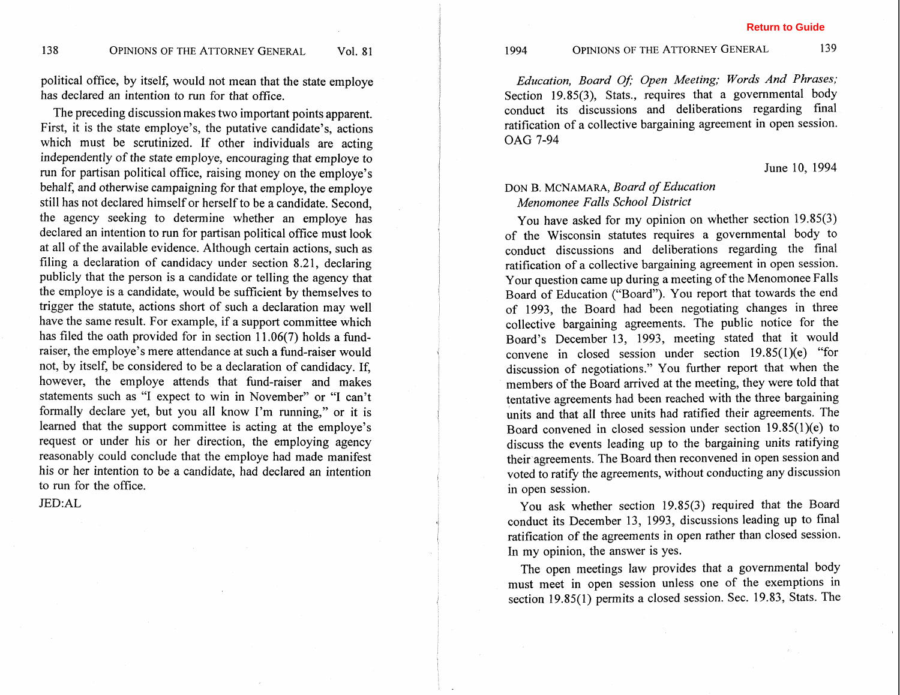political office, by itself, would not mean that the state employe has declared an intention to run for that office.

The preceding discussion makes two important points apparent. First, it is the state employe's, the putative candidate's, actions which must be scrutinized. If other individuals are acting independently of the state employe, encouraging that employe to run for partisan political office, raising money on the employe's behalf, and otherwise campaigning for that employe, the employe still has not declared himself or herself to be a candidate. Second, the agency seeking to determine whether an employe has declared an intention to run for partisan political office must look at all of the available evidence. Although certain actions, such as filing a declaration of candidacy under section 8.21, declaring publicly that the person is a candidate or telling the agency that the employe is a candidate, would be sufficient by themselves to trigger the statute, actions short of such a declaration may well have the same result. For example, if a support committee which has filed the oath provided for in section 11.06(7) holds a fund-raiser, the employe's mere attendance at such a fund-raiser would not, by itself, be considered to be a declaration of candidacy. If, however, the employe attends that fund-raiser and makes statements such as "I expect to win in November" or "I can't formally declare yet, but you all know I'm running," or it is learned that the support committee is acting at the employe's request or under his or her direction, the employing agency reasonably could conclude that the employe had made manifest his or her intention to be a candidate, had declared an intention to run for the office.

JED:AL

*Education, Board Of; Open Meeting; Words And Phrases;* Section 19.85(3), Stats., requires that a governmental body conduct its discussions and deliberations regarding final ratification of a collective bargaining agreement in open session. OAG 7-94

June 10, 1994

DON B. MCNAMARA, *Board of Education*
*Menomonee Falls School District*

You have asked for my opinion on whether section 19.85(3) of the Wisconsin statutes requires a governmental body to conduct discussions and deliberations regarding the final ratification of a collective bargaining agreement in open session. Your question came up during a meeting of the Menomonee Falls Board of Education ("Board"). You report that towards the end of 1993, the Board had been negotiating changes in three collective bargaining agreements. The public notice for the Board's December 13, 1993, meeting stated that it would convene in closed session under section 19.85(1)(e) "for discussion of negotiations." You further report that when the members of the Board arrived at the meeting, they were told that tentative agreements had been reached with the three bargaining units and that all three units had ratified their agreements. The Board convened in closed session under section 19.85(1)(e) to discuss the events leading up to the bargaining units ratifying their agreements. The Board then reconvened in open session and voted to ratify the agreements, without conducting any discussion in open session.

You ask whether section 19.85(3) required that the Board conduct its December 13, 1993, discussions leading up to final ratification of the agreements in open rather than closed session. In my opinion, the answer is yes.

The open meetings law provides that a governmental body must meet in open session unless one of the exemptions in section 19.85(1) permits a closed session. Sec. 19.83, Stats. The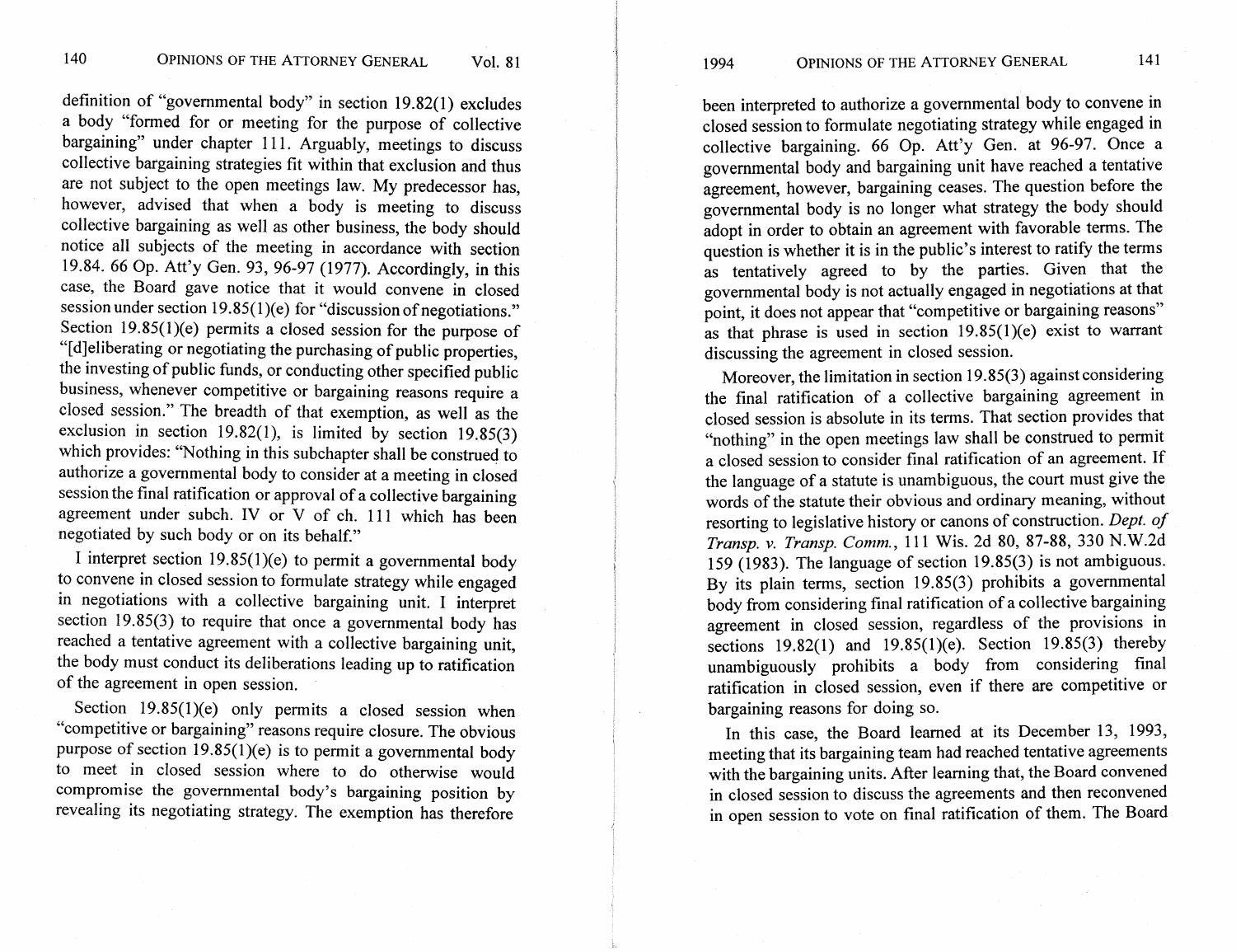definition of "governmental body" in section 19.82(1) excludes a body "formed for or meeting for the purpose of collective bargaining" under chapter 111. Arguably, meetings to discuss collective bargaining strategies fit within that exclusion and thus are not subject to the open meetings law. My predecessor has, however, advised that when a body is meeting to discuss collective bargaining as well as other business, the body should notice all subjects of the meeting in accordance with section 19.84. 66 Op. Att'y Gen. 93, 96-97 (1977). Accordingly, in this case, the Board gave notice that it would convene in closed session under section 19.85(1)(e) for "discussion of negotiations." Section 19.85(1)(e) permits a closed session for the purpose of "[d]eliberating or negotiating the purchasing of public properties, the investing of public funds, or conducting other specified public business, whenever competitive or bargaining reasons require a closed session." The breadth of that exemption, as well as the exclusion in section 19.82(1), is limited by section 19.85(3) which provides: "Nothing in this subchapter shall be construed to authorize a governmental body to consider at a meeting in closed session the final ratification or approval of a collective bargaining agreement under subch. IV or V of ch. 111 which has been negotiated by such body or on its behalf."

I interpret section 19.85(1)(e) to permit a governmental body to convene in closed session to formulate strategy while engaged in negotiations with a collective bargaining unit. I interpret section 19.85(3) to require that once a governmental body has reached a tentative agreement with a collective bargaining unit, the body must conduct its deliberations leading up to ratification of the agreement in open session.

Section 19.85(1)(e) only permits a closed session when "competitive or bargaining" reasons require closure. The obvious purpose of section 19.85(1)(e) is to permit a governmental body to meet in closed session where to do otherwise would compromise the governmental body's bargaining position by revealing its negotiating strategy. The exemption has therefore been interpreted to authorize a governmental body to convene in closed session to formulate negotiating strategy while engaged in collective bargaining. 66 Op. Att'y Gen. at 96-97. Once a governmental body and bargaining unit have reached a tentative agreement, however, bargaining ceases. The question before the governmental body is no longer what strategy the body should adopt in order to obtain an agreement with favorable terms. The question is whether it is in the public's interest to ratify the terms as tentatively agreed to by the parties. Given that the governmental body is not actually engaged in negotiations at that point, it does not appear that "competitive or bargaining reasons" as that phrase is used in section 19.85(1)(e) exist to warrant discussing the agreement in closed session.

Moreover, the limitation in section 19.85(3) against considering the final ratification of a collective bargaining agreement in closed session is absolute in its terms. That section provides that "nothing" in the open meetings law shall be construed to permit a closed session to consider final ratification of an agreement. If the language of a statute is unambiguous, the court must give the words of the statute their obvious and ordinary meaning, without resorting to legislative history or canons of construction. *Dept. of Transp. v. Transp. Comm.*, 111 Wis. 2d 80, 87-88, 330 N.W.2d 159 (1983). The language of section 19.85(3) is not ambiguous. By its plain terms, section 19.85(3) prohibits a governmental body from considering final ratification of a collective bargaining agreement in closed session, regardless of the provisions in sections 19.82(1) and 19.85(1)(e). Section 19.85(3) thereby unambiguously prohibits a body from considering final ratification in closed session, even if there are competitive or bargaining reasons for doing so.

In this case, the Board learned at its December 13, 1993, meeting that its bargaining team had reached tentative agreements with the bargaining units. After learning that, the Board convened in closed session to discuss the agreements and then reconvened in open session to vote on final ratification of them. The Board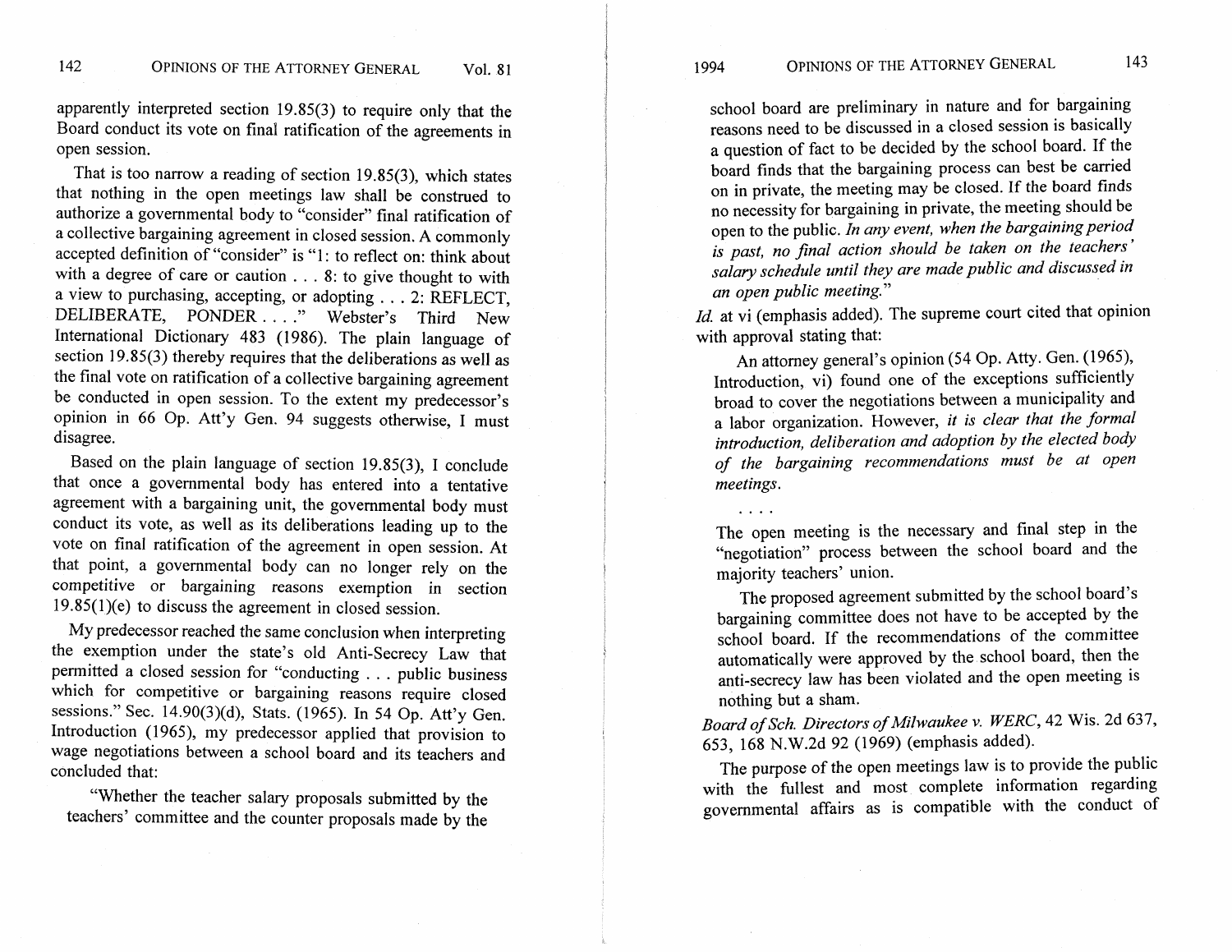apparently interpreted section 19.85(3) to require only that the Board conduct its vote on final ratification of the agreements in open session.

That is too narrow a reading of section 19.85(3), which states that nothing in the open meetings law shall be construed to authorize a governmental body to "consider" final ratification of a collective bargaining agreement in closed session. A commonly accepted definition of "consider" is "1: to reflect on: think about with a degree of care or caution . . . 8: to give thought to with a view to purchasing, accepting, or adopting . . . 2: REFLECT, DELIBERATE, PONDER . . . ." Webster's Third New International Dictionary 483 (1986). The plain language of section 19.85(3) thereby requires that the deliberations as well as the final vote on ratification of a collective bargaining agreement be conducted in open session. To the extent my predecessor's opinion in 66 Op. Att'y Gen. 94 suggests otherwise, I must disagree.

Based on the plain language of section 19.85(3), I conclude that once a governmental body has entered into a tentative agreement with a bargaining unit, the governmental body must conduct its vote, as well as its deliberations leading up to the vote on final ratification of the agreement in open session. At that point, a governmental body can no longer rely on the competitive or bargaining reasons exemption in section 19.85(1)(e) to discuss the agreement in closed session.

My predecessor reached the same conclusion when interpreting the exemption under the state's old Anti-Secrecy Law that permitted a closed session for "conducting . . . public business which for competitive or bargaining reasons require closed sessions." Sec. 14.90(3)(d), Stats. (1965). In 54 Op. Att'y Gen. Introduction (1965), my predecessor applied that provision to wage negotiations between a school board and its teachers and concluded that:

> "Whether the teacher salary proposals submitted by the teachers' committee and the counter proposals made by the school board are preliminary in nature and for bargaining reasons need to be discussed in a closed session is basically a question of fact to be decided by the school board. If the board finds that the bargaining process can best be carried on in private, the meeting may be closed. If the board finds no necessity for bargaining in private, the meeting should be open to the public. *In any event, when the bargaining period is past, no final action should be taken on the teachers' salary schedule until they are made public and discussed in an open public meeting.*"

*Id.* at vi (emphasis added). The supreme court cited that opinion with approval stating that:

> An attorney general's opinion (54 Op. Atty. Gen. (1965), Introduction, vi) found one of the exceptions sufficiently broad to cover the negotiations between a municipality and a labor organization. However, *it is clear that the formal introduction, deliberation and adoption by the elected body of the bargaining recommendations must be at open meetings.*
>
> . . . .
>
> The open meeting is the necessary and final step in the "negotiation" process between the school board and the majority teachers' union.
>
> The proposed agreement submitted by the school board's bargaining committee does not have to be accepted by the school board. If the recommendations of the committee automatically were approved by the school board, then the anti-secrecy law has been violated and the open meeting is nothing but a sham.

*Board of Sch. Directors of Milwaukee v. WERC*, 42 Wis. 2d 637, 653, 168 N.W.2d 92 (1969) (emphasis added).

The purpose of the open meetings law is to provide the public with the fullest and most complete information regarding governmental affairs as is compatible with the conduct of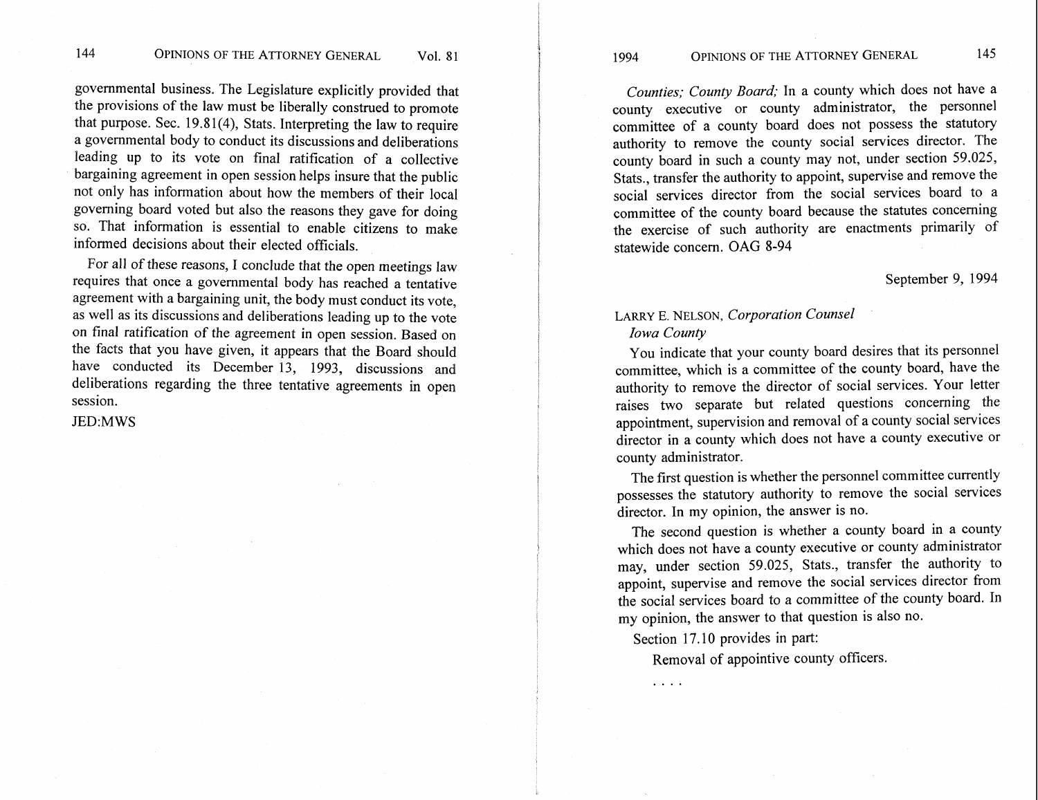governmental business. The Legislature explicitly provided that the provisions of the law must be liberally construed to promote that purpose. Sec. 19.81(4), Stats. Interpreting the law to require a governmental body to conduct its discussions and deliberations leading up to its vote on final ratification of a collective bargaining agreement in open session helps insure that the public not only has information about how the members of their local governing board voted but also the reasons they gave for doing so. That information is essential to enable citizens to make informed decisions about their elected officials.

For all of these reasons, I conclude that the open meetings law requires that once a governmental body has reached a tentative agreement with a bargaining unit, the body must conduct its vote, as well as its discussions and deliberations leading up to the vote on final ratification of the agreement in open session. Based on the facts that you have given, it appears that the Board should have conducted its December 13, 1993, discussions and deliberations regarding the three tentative agreements in open session.

JED:MWS

*Counties; County Board;* In a county which does not have a county executive or county administrator, the personnel committee of a county board does not possess the statutory authority to remove the county social services director. The county board in such a county may not, under section 59.025, Stats., transfer the authority to appoint, supervise and remove the social services director from the social services board to a committee of the county board because the statutes concerning the exercise of such authority are enactments primarily of statewide concern. OAG 8-94

September 9, 1994

LARRY E. NELSON, *Corporation Counsel*
*Iowa County*

You indicate that your county board desires that its personnel committee, which is a committee of the county board, have the authority to remove the director of social services. Your letter raises two separate but related questions concerning the appointment, supervision and removal of a county social services director in a county which does not have a county executive or county administrator.

The first question is whether the personnel committee currently possesses the statutory authority to remove the social services director. In my opinion, the answer is no.

The second question is whether a county board in a county which does not have a county executive or county administrator may, under section 59.025, Stats., transfer the authority to appoint, supervise and remove the social services director from the social services board to a committee of the county board. In my opinion, the answer to that question is also no.

Section 17.10 provides in part:

> Removal of appointive county officers.
>
> . . . .